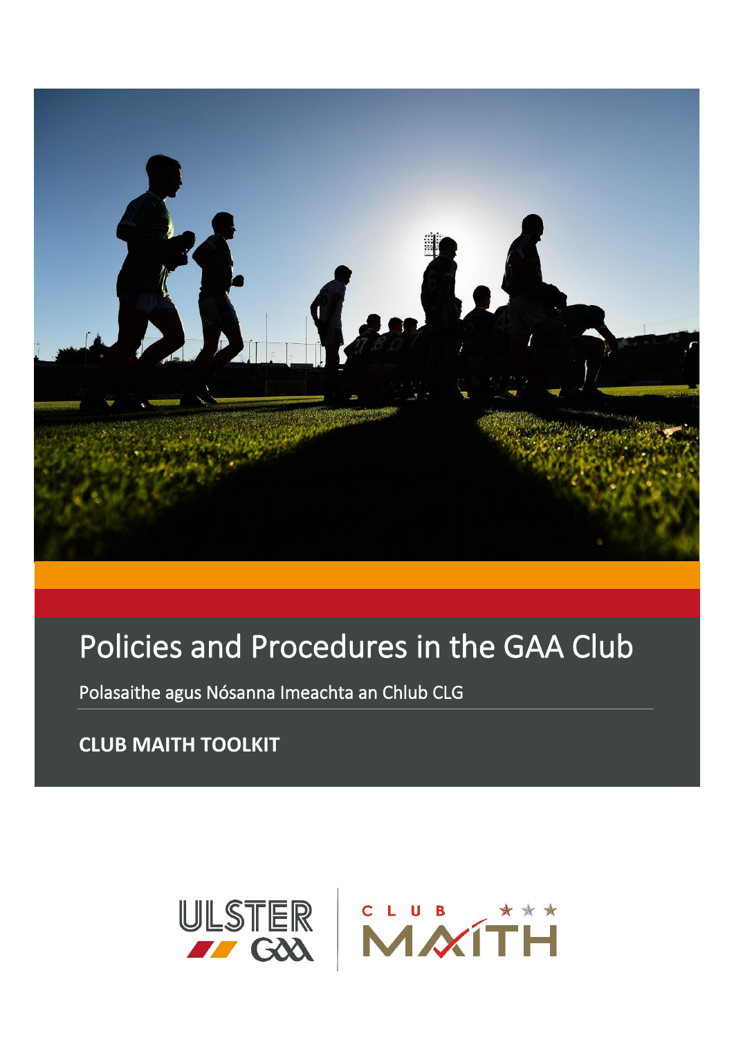# Policies and Procedures in the GAA Club

Polasaithe agus Nósanna Imeachta an Chlub CLG

**CLUB MAITH TOOLKIT**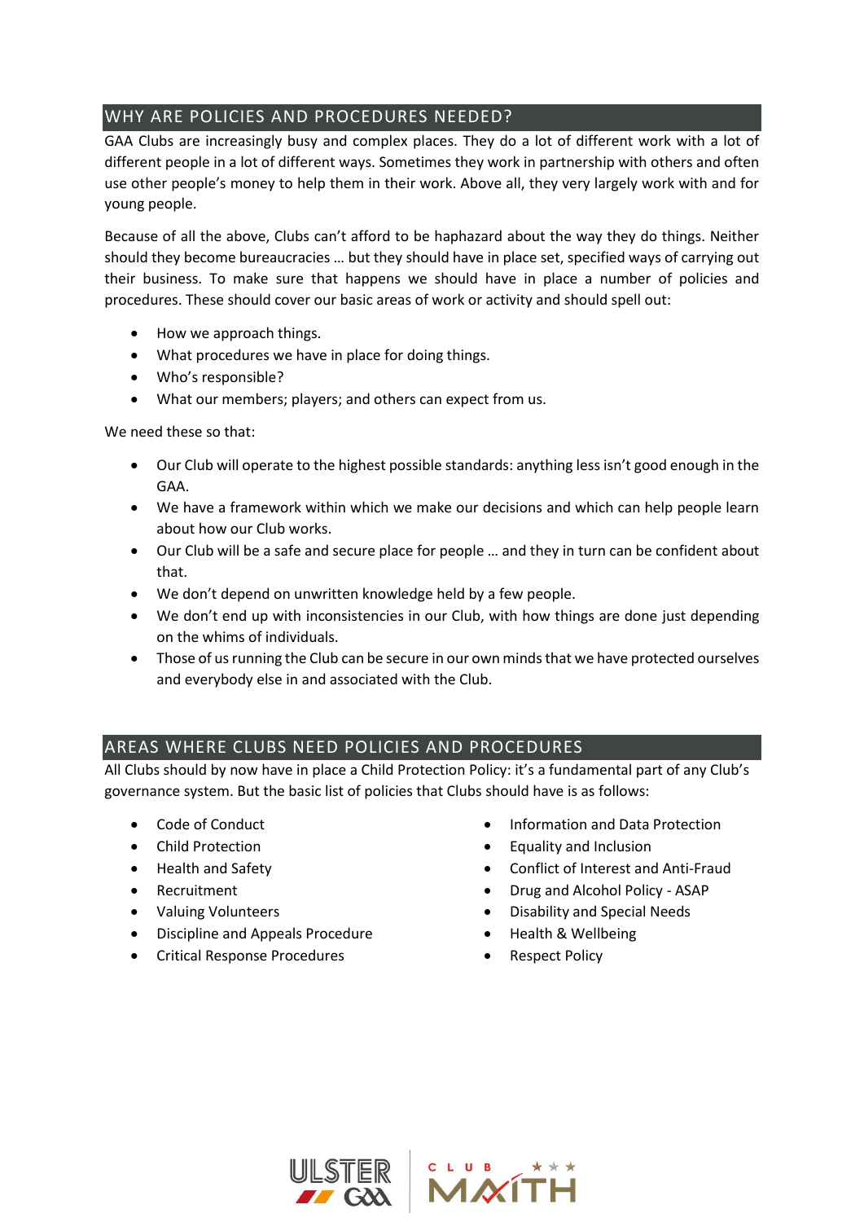## WHY ARE POLICIES AND PROCEDURES NEEDED?

GAA Clubs are increasingly busy and complex places. They do a lot of different work with a lot of different people in a lot of different ways. Sometimes they work in partnership with others and often use other people's money to help them in their work. Above all, they very largely work with and for young people.

Because of all the above, Clubs can't afford to be haphazard about the way they do things. Neither should they become bureaucracies … but they should have in place set, specified ways of carrying out their business. To make sure that happens we should have in place a number of policies and procedures. These should cover our basic areas of work or activity and should spell out:

- How we approach things.
- What procedures we have in place for doing things.
- Who's responsible?
- What our members; players; and others can expect from us.

We need these so that:

- Our Club will operate to the highest possible standards: anything less isn't good enough in the GAA.
- We have a framework within which we make our decisions and which can help people learn about how our Club works.
- Our Club will be a safe and secure place for people … and they in turn can be confident about that.
- We don't depend on unwritten knowledge held by a few people.
- We don't end up with inconsistencies in our Club, with how things are done just depending on the whims of individuals.
- Those of us running the Club can be secure in our own minds that we have protected ourselves and everybody else in and associated with the Club.

## AREAS WHERE CLUBS NEED POLICIES AND PROCEDURES

All Clubs should by now have in place a Child Protection Policy: it's a fundamental part of any Club's governance system. But the basic list of policies that Clubs should have is as follows:

- Code of Conduct
- Child Protection
- Health and Safety
- Recruitment
- Valuing Volunteers
- Discipline and Appeals Procedure
- Critical Response Procedures
- Information and Data Protection
- Equality and Inclusion
- Conflict of Interest and Anti-Fraud
- Drug and Alcohol Policy - ASAP
- Disability and Special Needs
- Health & Wellbeing
- Respect Policy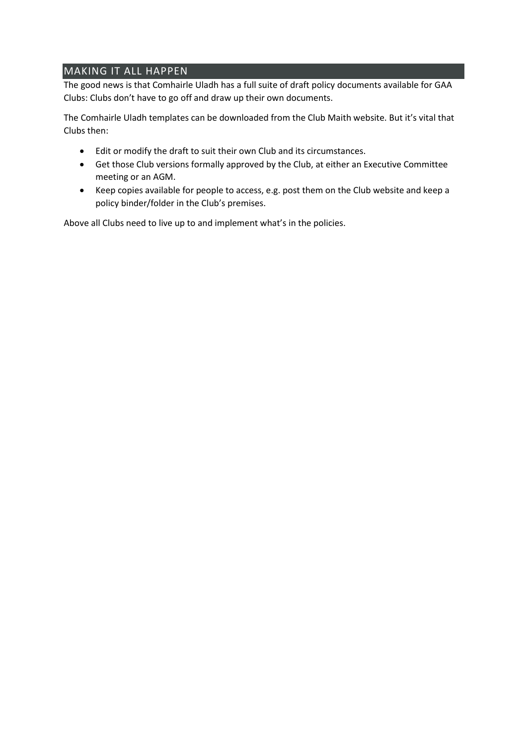## MAKING IT ALL HAPPEN

The good news is that Comhairle Uladh has a full suite of draft policy documents available for GAA Clubs: Clubs don't have to go off and draw up their own documents.

The Comhairle Uladh templates can be downloaded from the Club Maith website. But it's vital that Clubs then:

- Edit or modify the draft to suit their own Club and its circumstances.
- Get those Club versions formally approved by the Club, at either an Executive Committee meeting or an AGM.
- Keep copies available for people to access, e.g. post them on the Club website and keep a policy binder/folder in the Club's premises.

Above all Clubs need to live up to and implement what's in the policies.